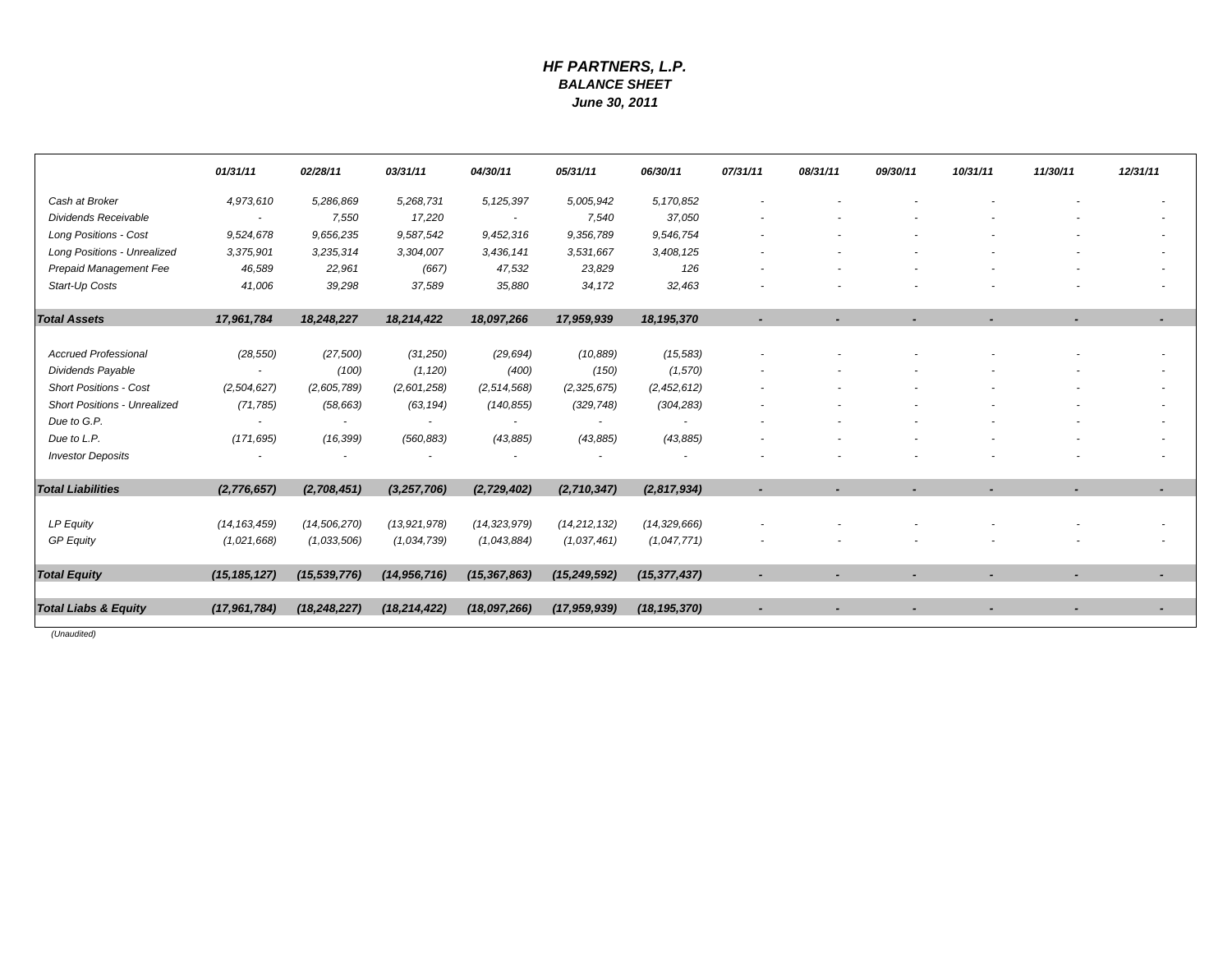# HF PARTNERS, L.P.

## BALANCE SHEET

### June 30, 2011

| | 01/31/11 | 02/28/11 | 03/31/11 | 04/30/11 | 05/31/11 | 06/30/11 | 07/31/11 | 08/31/11 | 09/30/11 | 10/31/11 | 11/30/11 | 12/31/11 |
|---|---|---|---|---|---|---|---|---|---|---|---|---|
| Cash at Broker | 4,973,610 | 5,286,869 | 5,268,731 | 5,125,397 | 5,005,942 | 5,170,852 | - | - | - | - | - | - |
| Dividends Receivable | - | 7,550 | 17,220 | - | 7,540 | 37,050 | - | - | - | - | - | - |
| Long Positions - Cost | 9,524,678 | 9,656,235 | 9,587,542 | 9,452,316 | 9,356,789 | 9,546,754 | - | - | - | - | - | - |
| Long Positions - Unrealized | 3,375,901 | 3,235,314 | 3,304,007 | 3,436,141 | 3,531,667 | 3,408,125 | - | - | - | - | - | - |
| Prepaid Management Fee | 46,589 | 22,961 | (667) | 47,532 | 23,829 | 126 | - | - | - | - | - | - |
| Start-Up Costs | 41,006 | 39,298 | 37,589 | 35,880 | 34,172 | 32,463 | - | - | - | - | - | - |
| **Total Assets** | **17,961,784** | **18,248,227** | **18,214,422** | **18,097,266** | **17,959,939** | **18,195,370** | **-** | **-** | **-** | **-** | **-** | **-** |
| Accrued Professional | (28,550) | (27,500) | (31,250) | (29,694) | (10,889) | (15,583) | - | - | - | - | - | - |
| Dividends Payable | - | (100) | (1,120) | (400) | (150) | (1,570) | - | - | - | - | - | - |
| Short Positions - Cost | (2,504,627) | (2,605,789) | (2,601,258) | (2,514,568) | (2,325,675) | (2,452,612) | - | - | - | - | - | - |
| Short Positions - Unrealized | (71,785) | (58,663) | (63,194) | (140,855) | (329,748) | (304,283) | - | - | - | - | - | - |
| Due to G.P. | - | - | - | - | - | - | - | - | - | - | - | - |
| Due to L.P. | (171,695) | (16,399) | (560,883) | (43,885) | (43,885) | (43,885) | - | - | - | - | - | - |
| Investor Deposits | - | - | - | - | - | - | - | - | - | - | - | - |
| **Total Liabilities** | **(2,776,657)** | **(2,708,451)** | **(3,257,706)** | **(2,729,402)** | **(2,710,347)** | **(2,817,934)** | **-** | **-** | **-** | **-** | **-** | **-** |
| LP Equity | (14,163,459) | (14,506,270) | (13,921,978) | (14,323,979) | (14,212,132) | (14,329,666) | - | - | - | - | - | - |
| GP Equity | (1,021,668) | (1,033,506) | (1,034,739) | (1,043,884) | (1,037,461) | (1,047,771) | - | - | - | - | - | - |
| **Total Equity** | **(15,185,127)** | **(15,539,776)** | **(14,956,716)** | **(15,367,863)** | **(15,249,592)** | **(15,377,437)** | **-** | **-** | **-** | **-** | **-** | **-** |
| **Total Liabs & Equity** | **(17,961,784)** | **(18,248,227)** | **(18,214,422)** | **(18,097,266)** | **(17,959,939)** | **(18,195,370)** | **-** | **-** | **-** | **-** | **-** | **-** |

*(Unaudited)*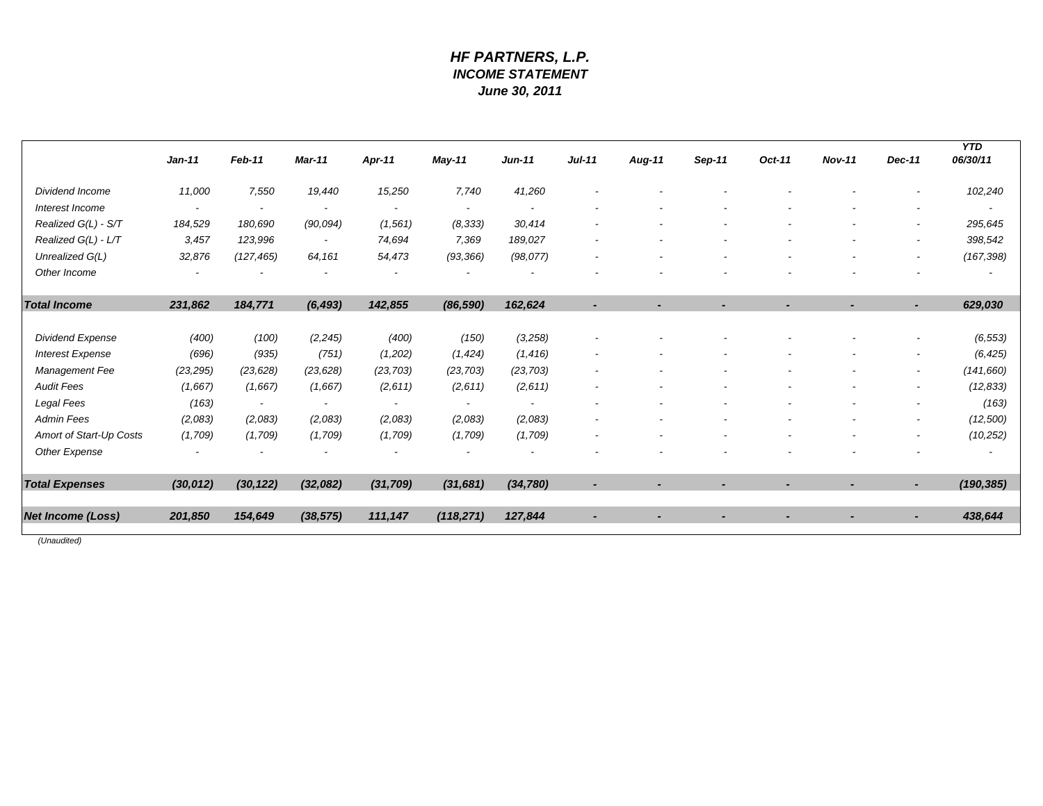# *HF PARTNERS, L.P.*
## *INCOME STATEMENT*
### *June 30, 2011*

| | *Jan-11* | *Feb-11* | *Mar-11* | *Apr-11* | *May-11* | *Jun-11* | *Jul-11* | *Aug-11* | *Sep-11* | *Oct-11* | *Nov-11* | *Dec-11* | *YTD 06/30/11* |
|---|---|---|---|---|---|---|---|---|---|---|---|---|---|
| *Dividend Income* | *11,000* | *7,550* | *19,440* | *15,250* | *7,740* | *41,260* | - | - | - | - | - | - | *102,240* |
| *Interest Income* | - | - | - | - | - | - | - | - | - | - | - | - | - |
| *Realized G(L) - S/T* | *184,529* | *180,690* | *(90,094)* | *(1,561)* | *(8,333)* | *30,414* | - | - | - | - | - | - | *295,645* |
| *Realized G(L) - L/T* | *3,457* | *123,996* | - | *74,694* | *7,369* | *189,027* | - | - | - | - | - | - | *398,542* |
| *Unrealized G(L)* | *32,876* | *(127,465)* | *64,161* | *54,473* | *(93,366)* | *(98,077)* | - | - | - | - | - | - | *(167,398)* |
| *Other Income* | - | - | - | - | - | - | - | - | - | - | - | - | - |
| ***Total Income*** | ***231,862*** | ***184,771*** | ***(6,493)*** | ***142,855*** | ***(86,590)*** | ***162,624*** | - | - | - | - | - | - | ***629,030*** |
| *Dividend Expense* | *(400)* | *(100)* | *(2,245)* | *(400)* | *(150)* | *(3,258)* | - | - | - | - | - | - | *(6,553)* |
| *Interest Expense* | *(696)* | *(935)* | *(751)* | *(1,202)* | *(1,424)* | *(1,416)* | - | - | - | - | - | - | *(6,425)* |
| *Management Fee* | *(23,295)* | *(23,628)* | *(23,628)* | *(23,703)* | *(23,703)* | *(23,703)* | - | - | - | - | - | - | *(141,660)* |
| *Audit Fees* | *(1,667)* | *(1,667)* | *(1,667)* | *(2,611)* | *(2,611)* | *(2,611)* | - | - | - | - | - | - | *(12,833)* |
| *Legal Fees* | *(163)* | - | - | - | - | - | - | - | - | - | - | - | *(163)* |
| *Admin Fees* | *(2,083)* | *(2,083)* | *(2,083)* | *(2,083)* | *(2,083)* | *(2,083)* | - | - | - | - | - | - | *(12,500)* |
| *Amort of Start-Up Costs* | *(1,709)* | *(1,709)* | *(1,709)* | *(1,709)* | *(1,709)* | *(1,709)* | - | - | - | - | - | - | *(10,252)* |
| *Other Expense* | - | - | - | - | - | - | - | - | - | - | - | - | - |
| ***Total Expenses*** | ***(30,012)*** | ***(30,122)*** | ***(32,082)*** | ***(31,709)*** | ***(31,681)*** | ***(34,780)*** | - | - | - | - | - | - | ***(190,385)*** |
| ***Net Income (Loss)*** | ***201,850*** | ***154,649*** | ***(38,575)*** | ***111,147*** | ***(118,271)*** | ***127,844*** | - | - | - | - | - | - | ***438,644*** |

*(Unaudited)*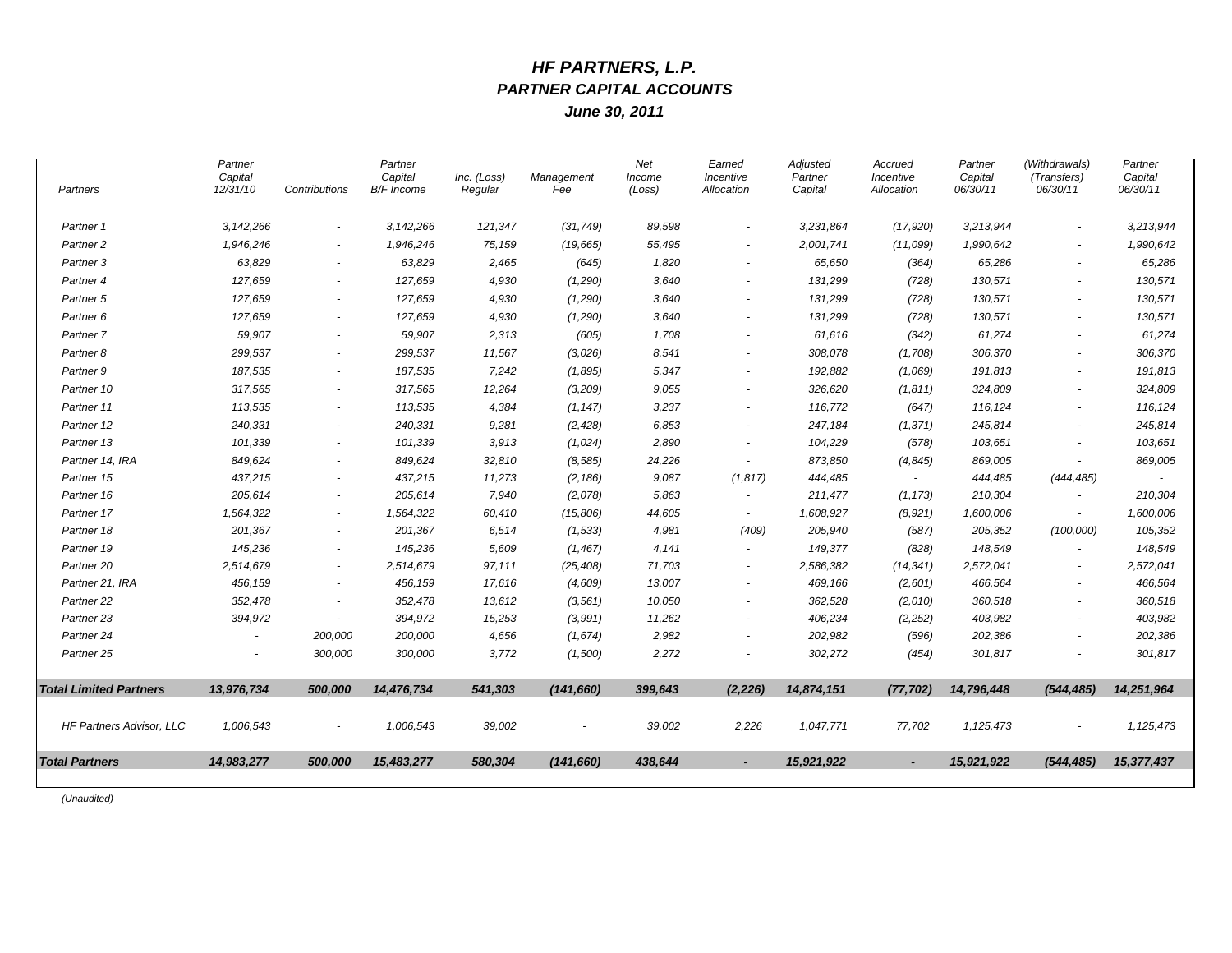# *HF PARTNERS, L.P.*
## *PARTNER CAPITAL ACCOUNTS*
### *June 30, 2011*

| Partners | Partner Capital 12/31/10 | Contributions | Partner Capital B/F Income | Inc. (Loss) Regular | Management Fee | Net Income (Loss) | Earned Incentive Allocation | Adjusted Partner Capital | Accrued Incentive Allocation | Partner Capital 06/30/11 | (Withdrawals) (Transfers) 06/30/11 | Partner Capital 06/30/11 |
|---|---|---|---|---|---|---|---|---|---|---|---|---|
| Partner 1 | 3,142,266 | - | 3,142,266 | 121,347 | (31,749) | 89,598 | - | 3,231,864 | (17,920) | 3,213,944 | - | 3,213,944 |
| Partner 2 | 1,946,246 | - | 1,946,246 | 75,159 | (19,665) | 55,495 | - | 2,001,741 | (11,099) | 1,990,642 | - | 1,990,642 |
| Partner 3 | 63,829 | - | 63,829 | 2,465 | (645) | 1,820 | - | 65,650 | (364) | 65,286 | - | 65,286 |
| Partner 4 | 127,659 | - | 127,659 | 4,930 | (1,290) | 3,640 | - | 131,299 | (728) | 130,571 | - | 130,571 |
| Partner 5 | 127,659 | - | 127,659 | 4,930 | (1,290) | 3,640 | - | 131,299 | (728) | 130,571 | - | 130,571 |
| Partner 6 | 127,659 | - | 127,659 | 4,930 | (1,290) | 3,640 | - | 131,299 | (728) | 130,571 | - | 130,571 |
| Partner 7 | 59,907 | - | 59,907 | 2,313 | (605) | 1,708 | - | 61,616 | (342) | 61,274 | - | 61,274 |
| Partner 8 | 299,537 | - | 299,537 | 11,567 | (3,026) | 8,541 | - | 308,078 | (1,708) | 306,370 | - | 306,370 |
| Partner 9 | 187,535 | - | 187,535 | 7,242 | (1,895) | 5,347 | - | 192,882 | (1,069) | 191,813 | - | 191,813 |
| Partner 10 | 317,565 | - | 317,565 | 12,264 | (3,209) | 9,055 | - | 326,620 | (1,811) | 324,809 | - | 324,809 |
| Partner 11 | 113,535 | - | 113,535 | 4,384 | (1,147) | 3,237 | - | 116,772 | (647) | 116,124 | - | 116,124 |
| Partner 12 | 240,331 | - | 240,331 | 9,281 | (2,428) | 6,853 | - | 247,184 | (1,371) | 245,814 | - | 245,814 |
| Partner 13 | 101,339 | - | 101,339 | 3,913 | (1,024) | 2,890 | - | 104,229 | (578) | 103,651 | - | 103,651 |
| Partner 14, IRA | 849,624 | - | 849,624 | 32,810 | (8,585) | 24,226 | - | 873,850 | (4,845) | 869,005 | - | 869,005 |
| Partner 15 | 437,215 | - | 437,215 | 11,273 | (2,186) | 9,087 | (1,817) | 444,485 | - | 444,485 | (444,485) | - |
| Partner 16 | 205,614 | - | 205,614 | 7,940 | (2,078) | 5,863 | - | 211,477 | (1,173) | 210,304 | - | 210,304 |
| Partner 17 | 1,564,322 | - | 1,564,322 | 60,410 | (15,806) | 44,605 | - | 1,608,927 | (8,921) | 1,600,006 | - | 1,600,006 |
| Partner 18 | 201,367 | - | 201,367 | 6,514 | (1,533) | 4,981 | (409) | 205,940 | (587) | 205,352 | (100,000) | 105,352 |
| Partner 19 | 145,236 | - | 145,236 | 5,609 | (1,467) | 4,141 | - | 149,377 | (828) | 148,549 | - | 148,549 |
| Partner 20 | 2,514,679 | - | 2,514,679 | 97,111 | (25,408) | 71,703 | - | 2,586,382 | (14,341) | 2,572,041 | - | 2,572,041 |
| Partner 21, IRA | 456,159 | - | 456,159 | 17,616 | (4,609) | 13,007 | - | 469,166 | (2,601) | 466,564 | - | 466,564 |
| Partner 22 | 352,478 | - | 352,478 | 13,612 | (3,561) | 10,050 | - | 362,528 | (2,010) | 360,518 | - | 360,518 |
| Partner 23 | 394,972 | - | 394,972 | 15,253 | (3,991) | 11,262 | - | 406,234 | (2,252) | 403,982 | - | 403,982 |
| Partner 24 | - | 200,000 | 200,000 | 4,656 | (1,674) | 2,982 | - | 202,982 | (596) | 202,386 | - | 202,386 |
| Partner 25 | - | 300,000 | 300,000 | 3,772 | (1,500) | 2,272 | - | 302,272 | (454) | 301,817 | - | 301,817 |
| **Total Limited Partners** | **13,976,734** | **500,000** | **14,476,734** | **541,303** | **(141,660)** | **399,643** | **(2,226)** | **14,874,151** | **(77,702)** | **14,796,448** | **(544,485)** | **14,251,964** |
| HF Partners Advisor, LLC | 1,006,543 | - | 1,006,543 | 39,002 | - | 39,002 | 2,226 | 1,047,771 | 77,702 | 1,125,473 | - | 1,125,473 |
| **Total Partners** | **14,983,277** | **500,000** | **15,483,277** | **580,304** | **(141,660)** | **438,644** | **-** | **15,921,922** | **-** | **15,921,922** | **(544,485)** | **15,377,437** |

*(Unaudited)*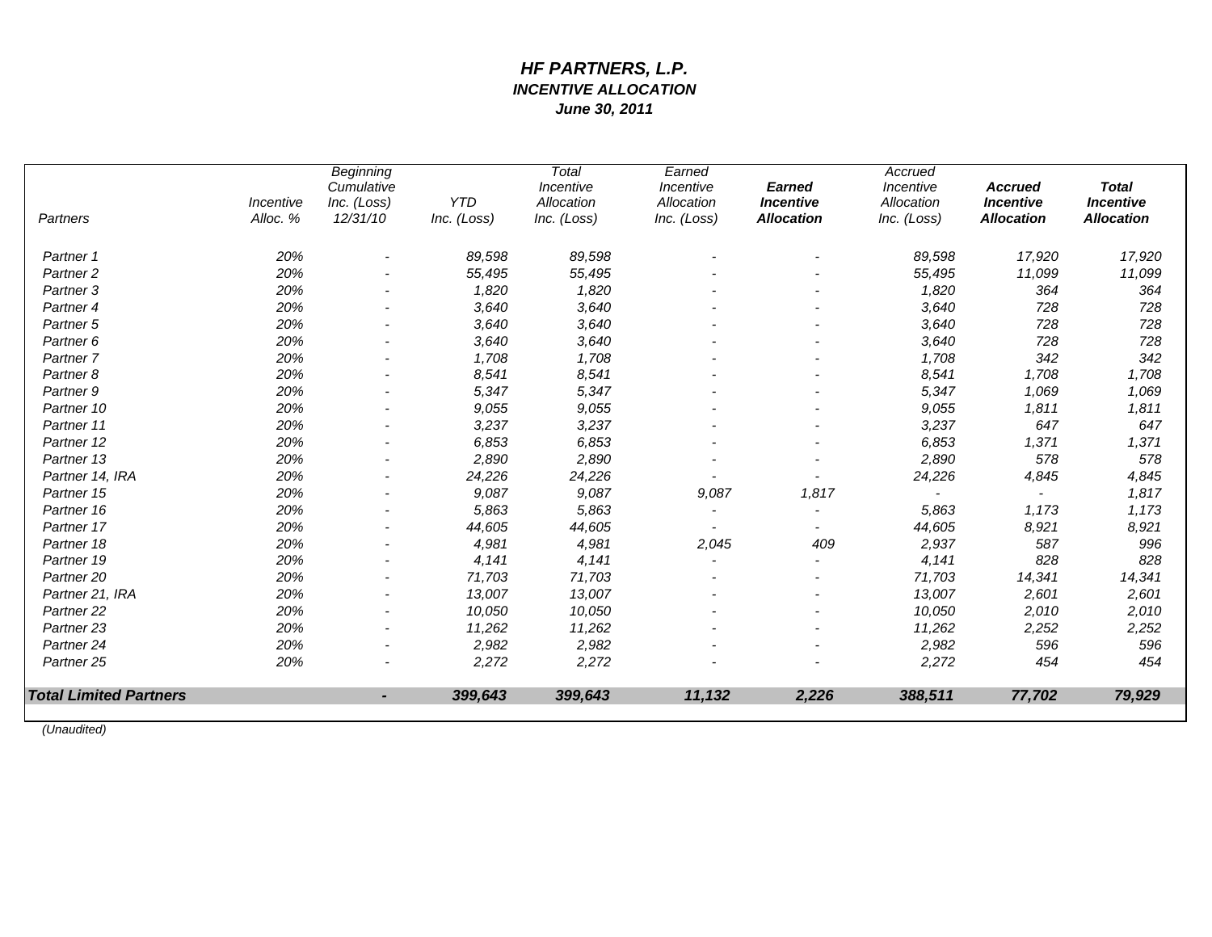# *HF PARTNERS, L.P.*
## *INCENTIVE ALLOCATION*
### *June 30, 2011*

| *Partners* | *Incentive Alloc. %* | *Beginning Cumulative Inc. (Loss) 12/31/10* | *YTD Inc. (Loss)* | *Total Incentive Allocation Inc. (Loss)* | *Earned Incentive Allocation Inc. (Loss)* | ***Earned Incentive Allocation*** | *Accrued Incentive Allocation Inc. (Loss)* | ***Accrued Incentive Allocation*** | ***Total Incentive Allocation*** |
|---|---|---|---|---|---|---|---|---|---|
| *Partner 1* | *20%* | *-* | *89,598* | *89,598* | *-* | *-* | *89,598* | *17,920* | *17,920* |
| *Partner 2* | *20%* | *-* | *55,495* | *55,495* | *-* | *-* | *55,495* | *11,099* | *11,099* |
| *Partner 3* | *20%* | *-* | *1,820* | *1,820* | *-* | *-* | *1,820* | *364* | *364* |
| *Partner 4* | *20%* | *-* | *3,640* | *3,640* | *-* | *-* | *3,640* | *728* | *728* |
| *Partner 5* | *20%* | *-* | *3,640* | *3,640* | *-* | *-* | *3,640* | *728* | *728* |
| *Partner 6* | *20%* | *-* | *3,640* | *3,640* | *-* | *-* | *3,640* | *728* | *728* |
| *Partner 7* | *20%* | *-* | *1,708* | *1,708* | *-* | *-* | *1,708* | *342* | *342* |
| *Partner 8* | *20%* | *-* | *8,541* | *8,541* | *-* | *-* | *8,541* | *1,708* | *1,708* |
| *Partner 9* | *20%* | *-* | *5,347* | *5,347* | *-* | *-* | *5,347* | *1,069* | *1,069* |
| *Partner 10* | *20%* | *-* | *9,055* | *9,055* | *-* | *-* | *9,055* | *1,811* | *1,811* |
| *Partner 11* | *20%* | *-* | *3,237* | *3,237* | *-* | *-* | *3,237* | *647* | *647* |
| *Partner 12* | *20%* | *-* | *6,853* | *6,853* | *-* | *-* | *6,853* | *1,371* | *1,371* |
| *Partner 13* | *20%* | *-* | *2,890* | *2,890* | *-* | *-* | *2,890* | *578* | *578* |
| *Partner 14, IRA* | *20%* | *-* | *24,226* | *24,226* | *-* | *-* | *24,226* | *4,845* | *4,845* |
| *Partner 15* | *20%* | *-* | *9,087* | *9,087* | *9,087* | *1,817* | *-* | *-* | *1,817* |
| *Partner 16* | *20%* | *-* | *5,863* | *5,863* | *-* | *-* | *5,863* | *1,173* | *1,173* |
| *Partner 17* | *20%* | *-* | *44,605* | *44,605* | *-* | *-* | *44,605* | *8,921* | *8,921* |
| *Partner 18* | *20%* | *-* | *4,981* | *4,981* | *2,045* | *409* | *2,937* | *587* | *996* |
| *Partner 19* | *20%* | *-* | *4,141* | *4,141* | *-* | *-* | *4,141* | *828* | *828* |
| *Partner 20* | *20%* | *-* | *71,703* | *71,703* | *-* | *-* | *71,703* | *14,341* | *14,341* |
| *Partner 21, IRA* | *20%* | *-* | *13,007* | *13,007* | *-* | *-* | *13,007* | *2,601* | *2,601* |
| *Partner 22* | *20%* | *-* | *10,050* | *10,050* | *-* | *-* | *10,050* | *2,010* | *2,010* |
| *Partner 23* | *20%* | *-* | *11,262* | *11,262* | *-* | *-* | *11,262* | *2,252* | *2,252* |
| *Partner 24* | *20%* | *-* | *2,982* | *2,982* | *-* | *-* | *2,982* | *596* | *596* |
| *Partner 25* | *20%* | *-* | *2,272* | *2,272* | *-* | *-* | *2,272* | *454* | *454* |
| ***Total Limited Partners*** | | ***-*** | ***399,643*** | ***399,643*** | ***11,132*** | ***2,226*** | ***388,511*** | ***77,702*** | ***79,929*** |

*(Unaudited)*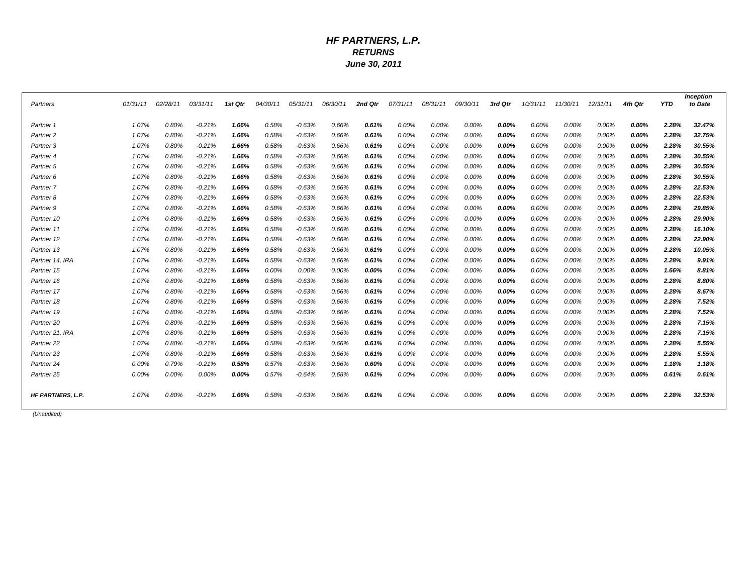# *HF PARTNERS, L.P.*
## *RETURNS*
### *June 30, 2011*

| *Partners* | *01/31/11* | *02/28/11* | *03/31/11* | ***1st Qtr*** | *04/30/11* | *05/31/11* | *06/30/11* | ***2nd Qtr*** | *07/31/11* | *08/31/11* | *09/30/11* | ***3rd Qtr*** | *10/31/11* | *11/30/11* | *12/31/11* | ***4th Qtr*** | ***YTD*** | ***Inception to Date*** |
|---|---|---|---|---|---|---|---|---|---|---|---|---|---|---|---|---|---|---|
| *Partner 1* | 1.07% | 0.80% | -0.21% | **1.66%** | 0.58% | -0.63% | 0.66% | **0.61%** | 0.00% | 0.00% | 0.00% | **0.00%** | 0.00% | 0.00% | 0.00% | **0.00%** | **2.28%** | **32.47%** |
| *Partner 2* | 1.07% | 0.80% | -0.21% | **1.66%** | 0.58% | -0.63% | 0.66% | **0.61%** | 0.00% | 0.00% | 0.00% | **0.00%** | 0.00% | 0.00% | 0.00% | **0.00%** | **2.28%** | **32.75%** |
| *Partner 3* | 1.07% | 0.80% | -0.21% | **1.66%** | 0.58% | -0.63% | 0.66% | **0.61%** | 0.00% | 0.00% | 0.00% | **0.00%** | 0.00% | 0.00% | 0.00% | **0.00%** | **2.28%** | **30.55%** |
| *Partner 4* | 1.07% | 0.80% | -0.21% | **1.66%** | 0.58% | -0.63% | 0.66% | **0.61%** | 0.00% | 0.00% | 0.00% | **0.00%** | 0.00% | 0.00% | 0.00% | **0.00%** | **2.28%** | **30.55%** |
| *Partner 5* | 1.07% | 0.80% | -0.21% | **1.66%** | 0.58% | -0.63% | 0.66% | **0.61%** | 0.00% | 0.00% | 0.00% | **0.00%** | 0.00% | 0.00% | 0.00% | **0.00%** | **2.28%** | **30.55%** |
| *Partner 6* | 1.07% | 0.80% | -0.21% | **1.66%** | 0.58% | -0.63% | 0.66% | **0.61%** | 0.00% | 0.00% | 0.00% | **0.00%** | 0.00% | 0.00% | 0.00% | **0.00%** | **2.28%** | **30.55%** |
| *Partner 7* | 1.07% | 0.80% | -0.21% | **1.66%** | 0.58% | -0.63% | 0.66% | **0.61%** | 0.00% | 0.00% | 0.00% | **0.00%** | 0.00% | 0.00% | 0.00% | **0.00%** | **2.28%** | **22.53%** |
| *Partner 8* | 1.07% | 0.80% | -0.21% | **1.66%** | 0.58% | -0.63% | 0.66% | **0.61%** | 0.00% | 0.00% | 0.00% | **0.00%** | 0.00% | 0.00% | 0.00% | **0.00%** | **2.28%** | **22.53%** |
| *Partner 9* | 1.07% | 0.80% | -0.21% | **1.66%** | 0.58% | -0.63% | 0.66% | **0.61%** | 0.00% | 0.00% | 0.00% | **0.00%** | 0.00% | 0.00% | 0.00% | **0.00%** | **2.28%** | **29.85%** |
| *Partner 10* | 1.07% | 0.80% | -0.21% | **1.66%** | 0.58% | -0.63% | 0.66% | **0.61%** | 0.00% | 0.00% | 0.00% | **0.00%** | 0.00% | 0.00% | 0.00% | **0.00%** | **2.28%** | **29.90%** |
| *Partner 11* | 1.07% | 0.80% | -0.21% | **1.66%** | 0.58% | -0.63% | 0.66% | **0.61%** | 0.00% | 0.00% | 0.00% | **0.00%** | 0.00% | 0.00% | 0.00% | **0.00%** | **2.28%** | **16.10%** |
| *Partner 12* | 1.07% | 0.80% | -0.21% | **1.66%** | 0.58% | -0.63% | 0.66% | **0.61%** | 0.00% | 0.00% | 0.00% | **0.00%** | 0.00% | 0.00% | 0.00% | **0.00%** | **2.28%** | **22.90%** |
| *Partner 13* | 1.07% | 0.80% | -0.21% | **1.66%** | 0.58% | -0.63% | 0.66% | **0.61%** | 0.00% | 0.00% | 0.00% | **0.00%** | 0.00% | 0.00% | 0.00% | **0.00%** | **2.28%** | **10.05%** |
| *Partner 14, IRA* | 1.07% | 0.80% | -0.21% | **1.66%** | 0.58% | -0.63% | 0.66% | **0.61%** | 0.00% | 0.00% | 0.00% | **0.00%** | 0.00% | 0.00% | 0.00% | **0.00%** | **2.28%** | **9.91%** |
| *Partner 15* | 1.07% | 0.80% | -0.21% | **1.66%** | 0.00% | 0.00% | 0.00% | **0.00%** | 0.00% | 0.00% | 0.00% | **0.00%** | 0.00% | 0.00% | 0.00% | **0.00%** | **1.66%** | **8.81%** |
| *Partner 16* | 1.07% | 0.80% | -0.21% | **1.66%** | 0.58% | -0.63% | 0.66% | **0.61%** | 0.00% | 0.00% | 0.00% | **0.00%** | 0.00% | 0.00% | 0.00% | **0.00%** | **2.28%** | **8.80%** |
| *Partner 17* | 1.07% | 0.80% | -0.21% | **1.66%** | 0.58% | -0.63% | 0.66% | **0.61%** | 0.00% | 0.00% | 0.00% | **0.00%** | 0.00% | 0.00% | 0.00% | **0.00%** | **2.28%** | **8.67%** |
| *Partner 18* | 1.07% | 0.80% | -0.21% | **1.66%** | 0.58% | -0.63% | 0.66% | **0.61%** | 0.00% | 0.00% | 0.00% | **0.00%** | 0.00% | 0.00% | 0.00% | **0.00%** | **2.28%** | **7.52%** |
| *Partner 19* | 1.07% | 0.80% | -0.21% | **1.66%** | 0.58% | -0.63% | 0.66% | **0.61%** | 0.00% | 0.00% | 0.00% | **0.00%** | 0.00% | 0.00% | 0.00% | **0.00%** | **2.28%** | **7.52%** |
| *Partner 20* | 1.07% | 0.80% | -0.21% | **1.66%** | 0.58% | -0.63% | 0.66% | **0.61%** | 0.00% | 0.00% | 0.00% | **0.00%** | 0.00% | 0.00% | 0.00% | **0.00%** | **2.28%** | **7.15%** |
| *Partner 21, IRA* | 1.07% | 0.80% | -0.21% | **1.66%** | 0.58% | -0.63% | 0.66% | **0.61%** | 0.00% | 0.00% | 0.00% | **0.00%** | 0.00% | 0.00% | 0.00% | **0.00%** | **2.28%** | **7.15%** |
| *Partner 22* | 1.07% | 0.80% | -0.21% | **1.66%** | 0.58% | -0.63% | 0.66% | **0.61%** | 0.00% | 0.00% | 0.00% | **0.00%** | 0.00% | 0.00% | 0.00% | **0.00%** | **2.28%** | **5.55%** |
| *Partner 23* | 1.07% | 0.80% | -0.21% | **1.66%** | 0.58% | -0.63% | 0.66% | **0.61%** | 0.00% | 0.00% | 0.00% | **0.00%** | 0.00% | 0.00% | 0.00% | **0.00%** | **2.28%** | **5.55%** |
| *Partner 24* | 0.00% | 0.79% | -0.21% | **0.58%** | 0.57% | -0.63% | 0.66% | **0.60%** | 0.00% | 0.00% | 0.00% | **0.00%** | 0.00% | 0.00% | 0.00% | **0.00%** | **1.18%** | **1.18%** |
| *Partner 25* | 0.00% | 0.00% | 0.00% | **0.00%** | 0.57% | -0.64% | 0.68% | **0.61%** | 0.00% | 0.00% | 0.00% | **0.00%** | 0.00% | 0.00% | 0.00% | **0.00%** | **0.61%** | **0.61%** |
| ***HF PARTNERS, L.P.*** | 1.07% | 0.80% | -0.21% | **1.66%** | 0.58% | -0.63% | 0.66% | **0.61%** | 0.00% | 0.00% | 0.00% | **0.00%** | 0.00% | 0.00% | 0.00% | **0.00%** | **2.28%** | **32.53%** |

*(Unaudited)*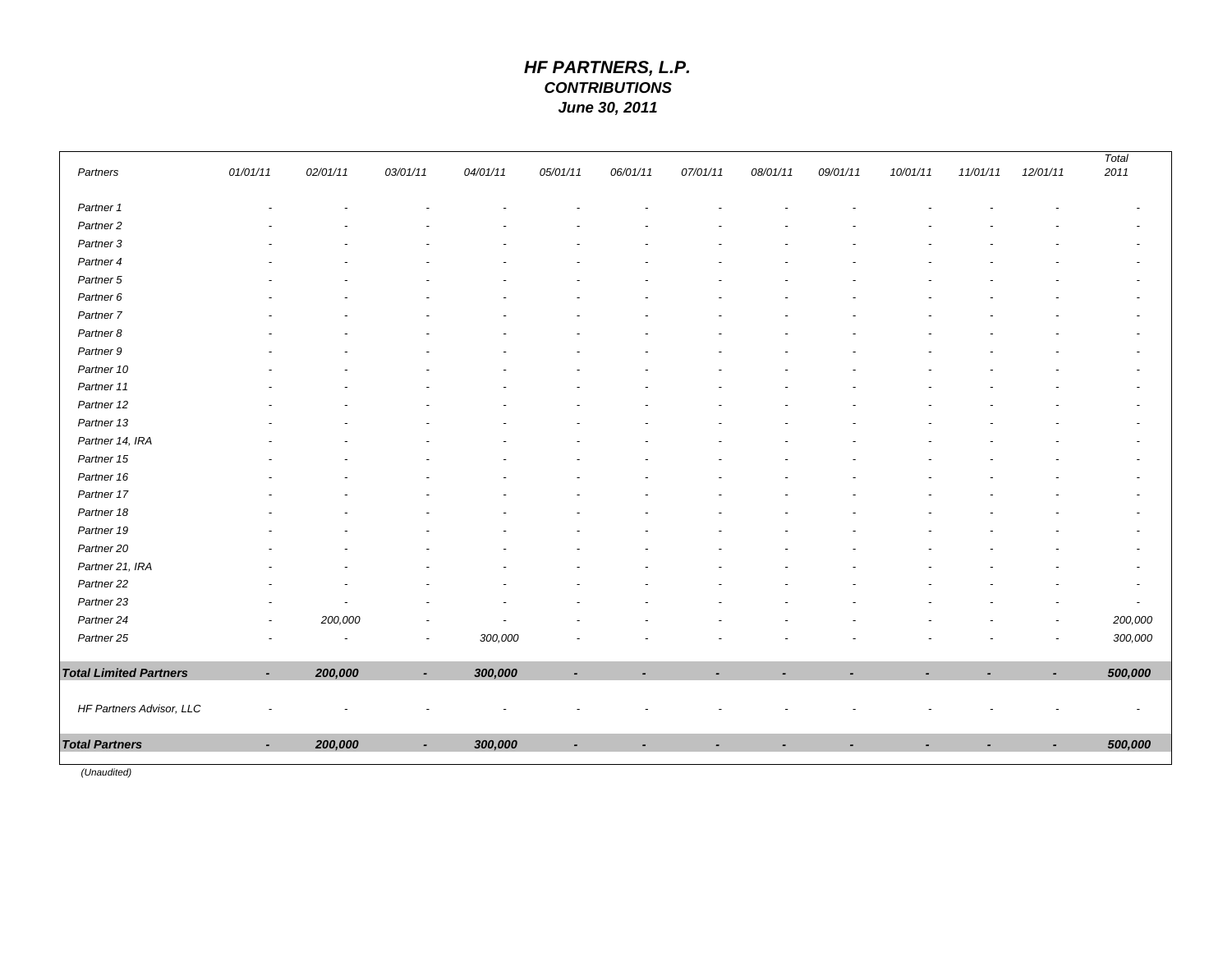# *HF PARTNERS, L.P.*
## *CONTRIBUTIONS*
### *June 30, 2011*

| *Partners* | *01/01/11* | *02/01/11* | *03/01/11* | *04/01/11* | *05/01/11* | *06/01/11* | *07/01/11* | *08/01/11* | *09/01/11* | *10/01/11* | *11/01/11* | *12/01/11* | *Total 2011* |
|---|---|---|---|---|---|---|---|---|---|---|---|---|---|
| *Partner 1* | - | - | - | - | - | - | - | - | - | - | - | - | - |
| *Partner 2* | - | - | - | - | - | - | - | - | - | - | - | - | - |
| *Partner 3* | - | - | - | - | - | - | - | - | - | - | - | - | - |
| *Partner 4* | - | - | - | - | - | - | - | - | - | - | - | - | - |
| *Partner 5* | - | - | - | - | - | - | - | - | - | - | - | - | - |
| *Partner 6* | - | - | - | - | - | - | - | - | - | - | - | - | - |
| *Partner 7* | - | - | - | - | - | - | - | - | - | - | - | - | - |
| *Partner 8* | - | - | - | - | - | - | - | - | - | - | - | - | - |
| *Partner 9* | - | - | - | - | - | - | - | - | - | - | - | - | - |
| *Partner 10* | - | - | - | - | - | - | - | - | - | - | - | - | - |
| *Partner 11* | - | - | - | - | - | - | - | - | - | - | - | - | - |
| *Partner 12* | - | - | - | - | - | - | - | - | - | - | - | - | - |
| *Partner 13* | - | - | - | - | - | - | - | - | - | - | - | - | - |
| *Partner 14, IRA* | - | - | - | - | - | - | - | - | - | - | - | - | - |
| *Partner 15* | - | - | - | - | - | - | - | - | - | - | - | - | - |
| *Partner 16* | - | - | - | - | - | - | - | - | - | - | - | - | - |
| *Partner 17* | - | - | - | - | - | - | - | - | - | - | - | - | - |
| *Partner 18* | - | - | - | - | - | - | - | - | - | - | - | - | - |
| *Partner 19* | - | - | - | - | - | - | - | - | - | - | - | - | - |
| *Partner 20* | - | - | - | - | - | - | - | - | - | - | - | - | - |
| *Partner 21, IRA* | - | - | - | - | - | - | - | - | - | - | - | - | - |
| *Partner 22* | - | - | - | - | - | - | - | - | - | - | - | - | - |
| *Partner 23* | - | - | - | - | - | - | - | - | - | - | - | - | - |
| *Partner 24* | - | *200,000* | - | - | - | - | - | - | - | - | - | - | *200,000* |
| *Partner 25* | - | - | - | *300,000* | - | - | - | - | - | - | - | - | *300,000* |
| ***Total Limited Partners*** | **-** | ***200,000*** | **-** | ***300,000*** | **-** | **-** | **-** | **-** | **-** | **-** | **-** | **-** | ***500,000*** |
| *HF Partners Advisor, LLC* | - | - | - | - | - | - | - | - | - | - | - | - | - |
| ***Total Partners*** | **-** | ***200,000*** | **-** | ***300,000*** | **-** | **-** | **-** | **-** | **-** | **-** | **-** | **-** | ***500,000*** |

*(Unaudited)*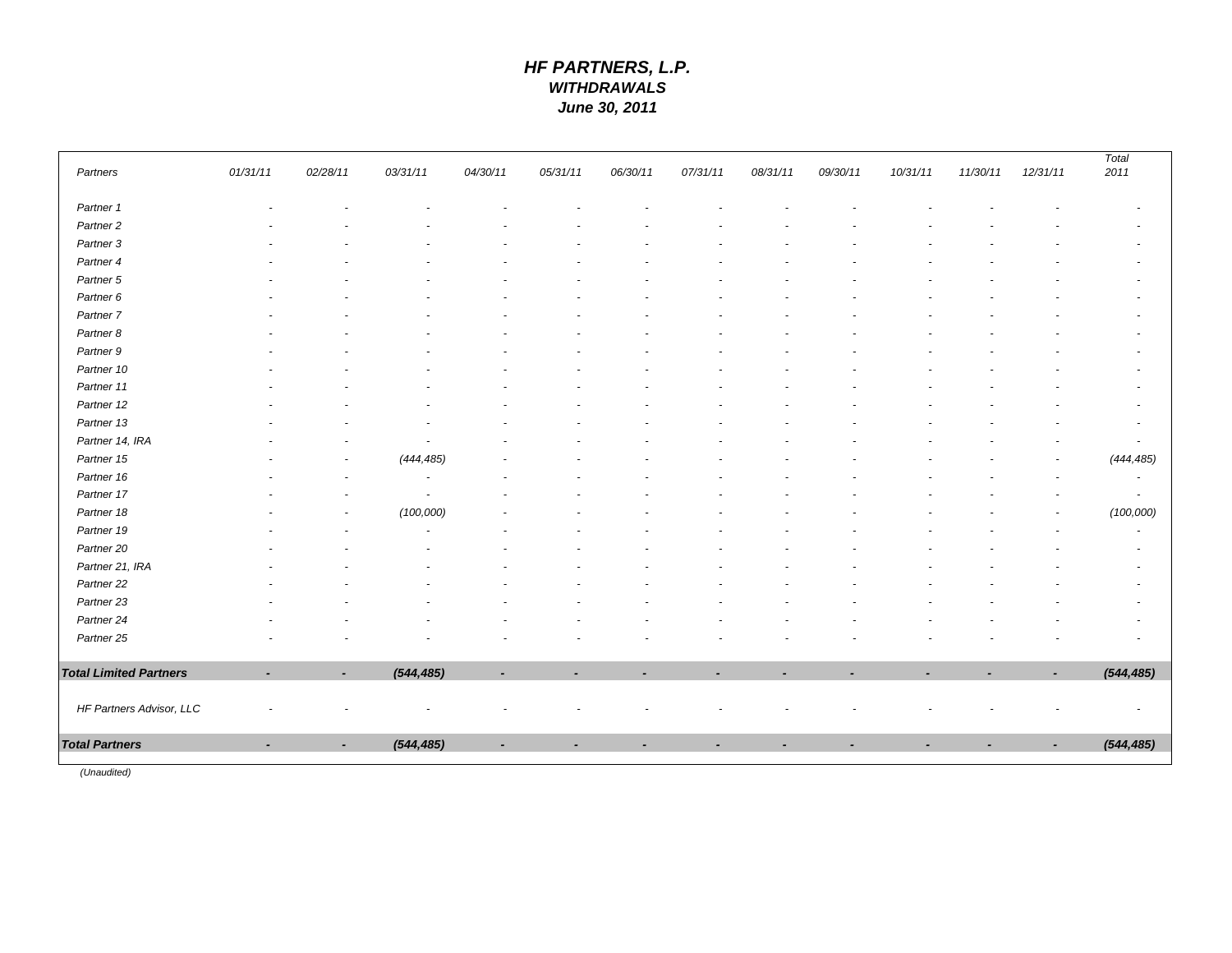# *HF PARTNERS, L.P.*
## *WITHDRAWALS*
### *June 30, 2011*

| *Partners* | *01/31/11* | *02/28/11* | *03/31/11* | *04/30/11* | *05/31/11* | *06/30/11* | *07/31/11* | *08/31/11* | *09/30/11* | *10/31/11* | *11/30/11* | *12/31/11* | *Total 2011* |
|---|---|---|---|---|---|---|---|---|---|---|---|---|---|
| *Partner 1* | - | - | - | - | - | - | - | - | - | - | - | - | - |
| *Partner 2* | - | - | - | - | - | - | - | - | - | - | - | - | - |
| *Partner 3* | - | - | - | - | - | - | - | - | - | - | - | - | - |
| *Partner 4* | - | - | - | - | - | - | - | - | - | - | - | - | - |
| *Partner 5* | - | - | - | - | - | - | - | - | - | - | - | - | - |
| *Partner 6* | - | - | - | - | - | - | - | - | - | - | - | - | - |
| *Partner 7* | - | - | - | - | - | - | - | - | - | - | - | - | - |
| *Partner 8* | - | - | - | - | - | - | - | - | - | - | - | - | - |
| *Partner 9* | - | - | - | - | - | - | - | - | - | - | - | - | - |
| *Partner 10* | - | - | - | - | - | - | - | - | - | - | - | - | - |
| *Partner 11* | - | - | - | - | - | - | - | - | - | - | - | - | - |
| *Partner 12* | - | - | - | - | - | - | - | - | - | - | - | - | - |
| *Partner 13* | - | - | - | - | - | - | - | - | - | - | - | - | - |
| *Partner 14, IRA* | - | - | - | - | - | - | - | - | - | - | - | - | - |
| *Partner 15* | - | - | *(444,485)* | - | - | - | - | - | - | - | - | - | *(444,485)* |
| *Partner 16* | - | - | - | - | - | - | - | - | - | - | - | - | - |
| *Partner 17* | - | - | - | - | - | - | - | - | - | - | - | - | - |
| *Partner 18* | - | - | *(100,000)* | - | - | - | - | - | - | - | - | - | *(100,000)* |
| *Partner 19* | - | - | - | - | - | - | - | - | - | - | - | - | - |
| *Partner 20* | - | - | - | - | - | - | - | - | - | - | - | - | - |
| *Partner 21, IRA* | - | - | - | - | - | - | - | - | - | - | - | - | - |
| *Partner 22* | - | - | - | - | - | - | - | - | - | - | - | - | - |
| *Partner 23* | - | - | - | - | - | - | - | - | - | - | - | - | - |
| *Partner 24* | - | - | - | - | - | - | - | - | - | - | - | - | - |
| *Partner 25* | - | - | - | - | - | - | - | - | - | - | - | - | - |
| ***Total Limited Partners*** | **-** | **-** | ***(544,485)*** | **-** | **-** | **-** | **-** | **-** | **-** | **-** | **-** | **-** | ***(544,485)*** |
| *HF Partners Advisor, LLC* | - | - | - | - | - | - | - | - | - | - | - | - | - |
| ***Total Partners*** | **-** | **-** | ***(544,485)*** | **-** | **-** | **-** | **-** | **-** | **-** | **-** | **-** | **-** | ***(544,485)*** |

*(Unaudited)*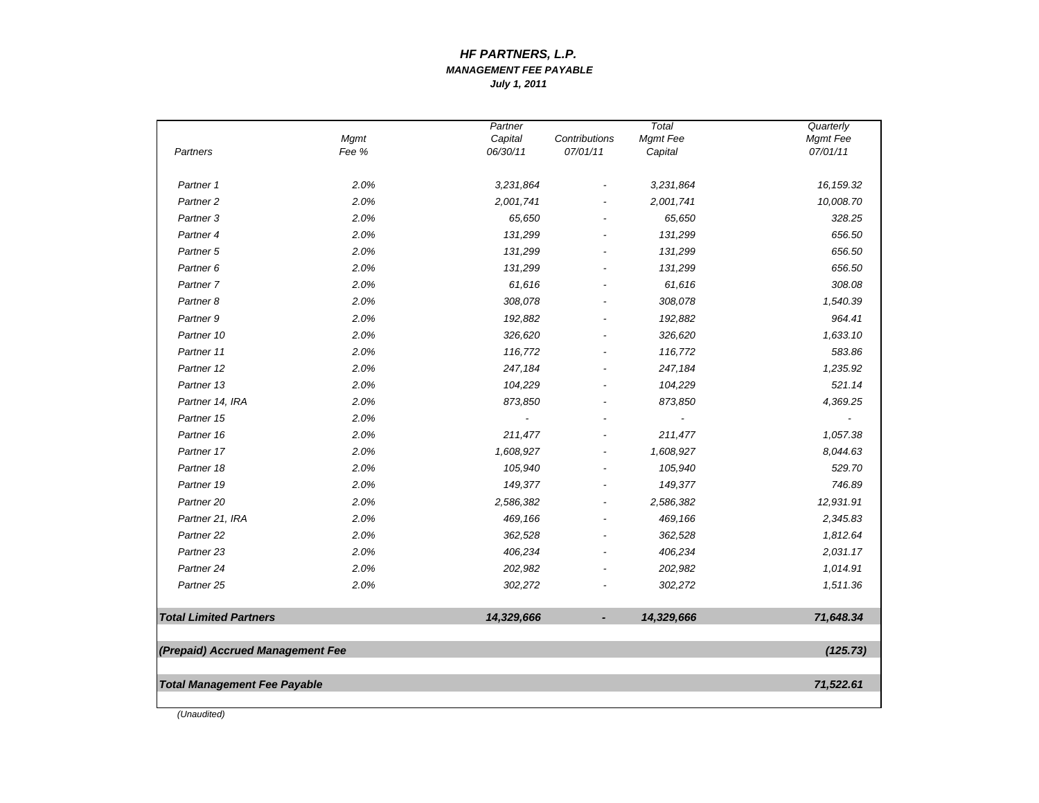# *HF PARTNERS, L.P.*

## *MANAGEMENT FEE PAYABLE*

### *July 1, 2011*

| *Partners* | *Mgmt Fee %* | *Partner Capital 06/30/11* | *Contributions 07/01/11* | *Total Mgmt Fee Capital* | *Quarterly Mgmt Fee 07/01/11* |
|---|---|---|---|---|---|
| *Partner 1* | *2.0%* | *3,231,864* | *-* | *3,231,864* | *16,159.32* |
| *Partner 2* | *2.0%* | *2,001,741* | *-* | *2,001,741* | *10,008.70* |
| *Partner 3* | *2.0%* | *65,650* | *-* | *65,650* | *328.25* |
| *Partner 4* | *2.0%* | *131,299* | *-* | *131,299* | *656.50* |
| *Partner 5* | *2.0%* | *131,299* | *-* | *131,299* | *656.50* |
| *Partner 6* | *2.0%* | *131,299* | *-* | *131,299* | *656.50* |
| *Partner 7* | *2.0%* | *61,616* | *-* | *61,616* | *308.08* |
| *Partner 8* | *2.0%* | *308,078* | *-* | *308,078* | *1,540.39* |
| *Partner 9* | *2.0%* | *192,882* | *-* | *192,882* | *964.41* |
| *Partner 10* | *2.0%* | *326,620* | *-* | *326,620* | *1,633.10* |
| *Partner 11* | *2.0%* | *116,772* | *-* | *116,772* | *583.86* |
| *Partner 12* | *2.0%* | *247,184* | *-* | *247,184* | *1,235.92* |
| *Partner 13* | *2.0%* | *104,229* | *-* | *104,229* | *521.14* |
| *Partner 14, IRA* | *2.0%* | *873,850* | *-* | *873,850* | *4,369.25* |
| *Partner 15* | *2.0%* | *-* | *-* | *-* | *-* |
| *Partner 16* | *2.0%* | *211,477* | *-* | *211,477* | *1,057.38* |
| *Partner 17* | *2.0%* | *1,608,927* | *-* | *1,608,927* | *8,044.63* |
| *Partner 18* | *2.0%* | *105,940* | *-* | *105,940* | *529.70* |
| *Partner 19* | *2.0%* | *149,377* | *-* | *149,377* | *746.89* |
| *Partner 20* | *2.0%* | *2,586,382* | *-* | *2,586,382* | *12,931.91* |
| *Partner 21, IRA* | *2.0%* | *469,166* | *-* | *469,166* | *2,345.83* |
| *Partner 22* | *2.0%* | *362,528* | *-* | *362,528* | *1,812.64* |
| *Partner 23* | *2.0%* | *406,234* | *-* | *406,234* | *2,031.17* |
| *Partner 24* | *2.0%* | *202,982* | *-* | *202,982* | *1,014.91* |
| *Partner 25* | *2.0%* | *302,272* | *-* | *302,272* | *1,511.36* |
| ***Total Limited Partners*** | | ***14,329,666*** | ***-*** | ***14,329,666*** | ***71,648.34*** |
| ***(Prepaid) Accrued Management Fee*** | | | | | ***(125.73)*** |
| ***Total Management Fee Payable*** | | | | | ***71,522.61*** |

*(Unaudited)*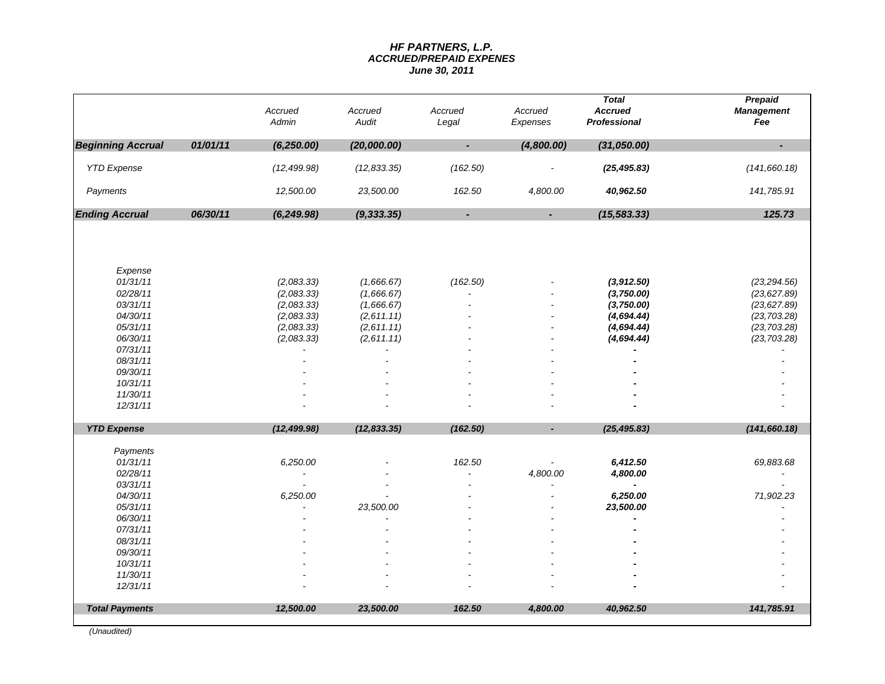# HF PARTNERS, L.P.
## ACCRUED/PREPAID EXPENES
### June 30, 2011

| | | Accrued Admin | Accrued Audit | Accrued Legal | Accrued Expenses | Total Accrued Professional | Prepaid Management Fee |
|---|---|---|---|---|---|---|---|
| **Beginning Accrual** | **01/01/11** | **(6,250.00)** | **(20,000.00)** | **-** | **(4,800.00)** | **(31,050.00)** | **-** |
| YTD Expense | | (12,499.98) | (12,833.35) | (162.50) | - | **(25,495.83)** | (141,660.18) |
| Payments | | 12,500.00 | 23,500.00 | 162.50 | 4,800.00 | **40,962.50** | 141,785.91 |
| **Ending Accrual** | **06/30/11** | **(6,249.98)** | **(9,333.35)** | **-** | **-** | **(15,583.33)** | **125.73** |
| Expense | | | | | | | |
| 01/31/11 | | (2,083.33) | (1,666.67) | (162.50) | - | **(3,912.50)** | (23,294.56) |
| 02/28/11 | | (2,083.33) | (1,666.67) | - | - | **(3,750.00)** | (23,627.89) |
| 03/31/11 | | (2,083.33) | (1,666.67) | - | - | **(3,750.00)** | (23,627.89) |
| 04/30/11 | | (2,083.33) | (2,611.11) | - | - | **(4,694.44)** | (23,703.28) |
| 05/31/11 | | (2,083.33) | (2,611.11) | - | - | **(4,694.44)** | (23,703.28) |
| 06/30/11 | | (2,083.33) | (2,611.11) | - | - | **(4,694.44)** | (23,703.28) |
| 07/31/11 | | - | - | - | - | **-** | - |
| 08/31/11 | | - | - | - | - | **-** | - |
| 09/30/11 | | - | - | - | - | **-** | - |
| 10/31/11 | | - | - | - | - | **-** | - |
| 11/30/11 | | - | - | - | - | **-** | - |
| 12/31/11 | | - | - | - | - | **-** | - |
| **YTD Expense** | | **(12,499.98)** | **(12,833.35)** | **(162.50)** | **-** | **(25,495.83)** | **(141,660.18)** |
| Payments | | | | | | | |
| 01/31/11 | | 6,250.00 | - | 162.50 | - | **6,412.50** | 69,883.68 |
| 02/28/11 | | - | - | - | 4,800.00 | **4,800.00** | - |
| 03/31/11 | | - | - | - | - | **-** | - |
| 04/30/11 | | 6,250.00 | - | - | - | **6,250.00** | 71,902.23 |
| 05/31/11 | | - | 23,500.00 | - | - | **23,500.00** | - |
| 06/30/11 | | - | - | - | - | **-** | - |
| 07/31/11 | | - | - | - | - | **-** | - |
| 08/31/11 | | - | - | - | - | **-** | - |
| 09/30/11 | | - | - | - | - | **-** | - |
| 10/31/11 | | - | - | - | - | **-** | - |
| 11/30/11 | | - | - | - | - | **-** | - |
| 12/31/11 | | - | - | - | - | **-** | - |
| **Total Payments** | | **12,500.00** | **23,500.00** | **162.50** | **4,800.00** | **40,962.50** | **141,785.91** |

*(Unaudited)*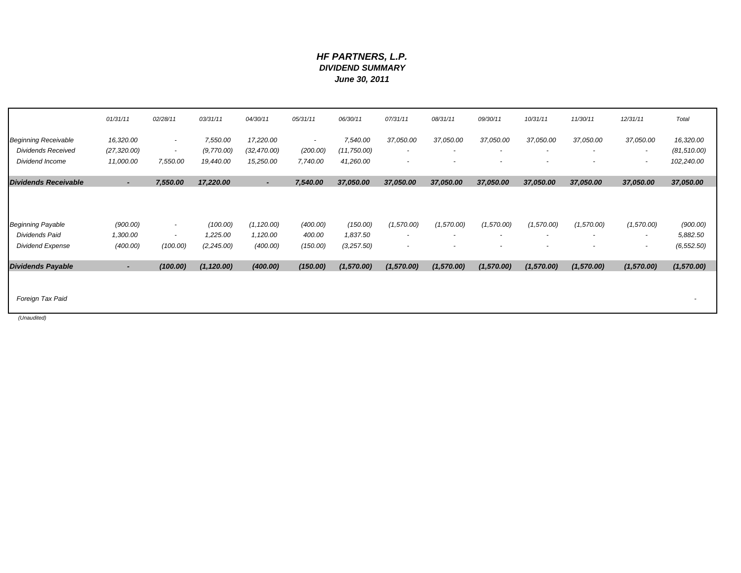# HF PARTNERS, L.P.
## DIVIDEND SUMMARY
### June 30, 2011

| | 01/31/11 | 02/28/11 | 03/31/11 | 04/30/11 | 05/31/11 | 06/30/11 | 07/31/11 | 08/31/11 | 09/30/11 | 10/31/11 | 11/30/11 | 12/31/11 | Total |
|---|---|---|---|---|---|---|---|---|---|---|---|---|---|
| Beginning Receivable | 16,320.00 | - | 7,550.00 | 17,220.00 | - | 7,540.00 | 37,050.00 | 37,050.00 | 37,050.00 | 37,050.00 | 37,050.00 | 37,050.00 | 16,320.00 |
| Dividends Received | (27,320.00) | - | (9,770.00) | (32,470.00) | (200.00) | (11,750.00) | - | - | - | - | - | - | (81,510.00) |
| Dividend Income | 11,000.00 | 7,550.00 | 19,440.00 | 15,250.00 | 7,740.00 | 41,260.00 | - | - | - | - | - | - | 102,240.00 |
| **Dividends Receivable** | **-** | **7,550.00** | **17,220.00** | **-** | **7,540.00** | **37,050.00** | **37,050.00** | **37,050.00** | **37,050.00** | **37,050.00** | **37,050.00** | **37,050.00** | **37,050.00** |
| | | | | | | | | | | | | | |
| Beginning Payable | (900.00) | - | (100.00) | (1,120.00) | (400.00) | (150.00) | (1,570.00) | (1,570.00) | (1,570.00) | (1,570.00) | (1,570.00) | (1,570.00) | (900.00) |
| Dividends Paid | 1,300.00 | - | 1,225.00 | 1,120.00 | 400.00 | 1,837.50 | - | - | - | - | - | - | 5,882.50 |
| Dividend Expense | (400.00) | (100.00) | (2,245.00) | (400.00) | (150.00) | (3,257.50) | - | - | - | - | - | - | (6,552.50) |
| **Dividends Payable** | **-** | **(100.00)** | **(1,120.00)** | **(400.00)** | **(150.00)** | **(1,570.00)** | **(1,570.00)** | **(1,570.00)** | **(1,570.00)** | **(1,570.00)** | **(1,570.00)** | **(1,570.00)** | **(1,570.00)** |
| | | | | | | | | | | | | | |
| Foreign Tax Paid | | | | | | | | | | | | | - |

*(Unaudited)*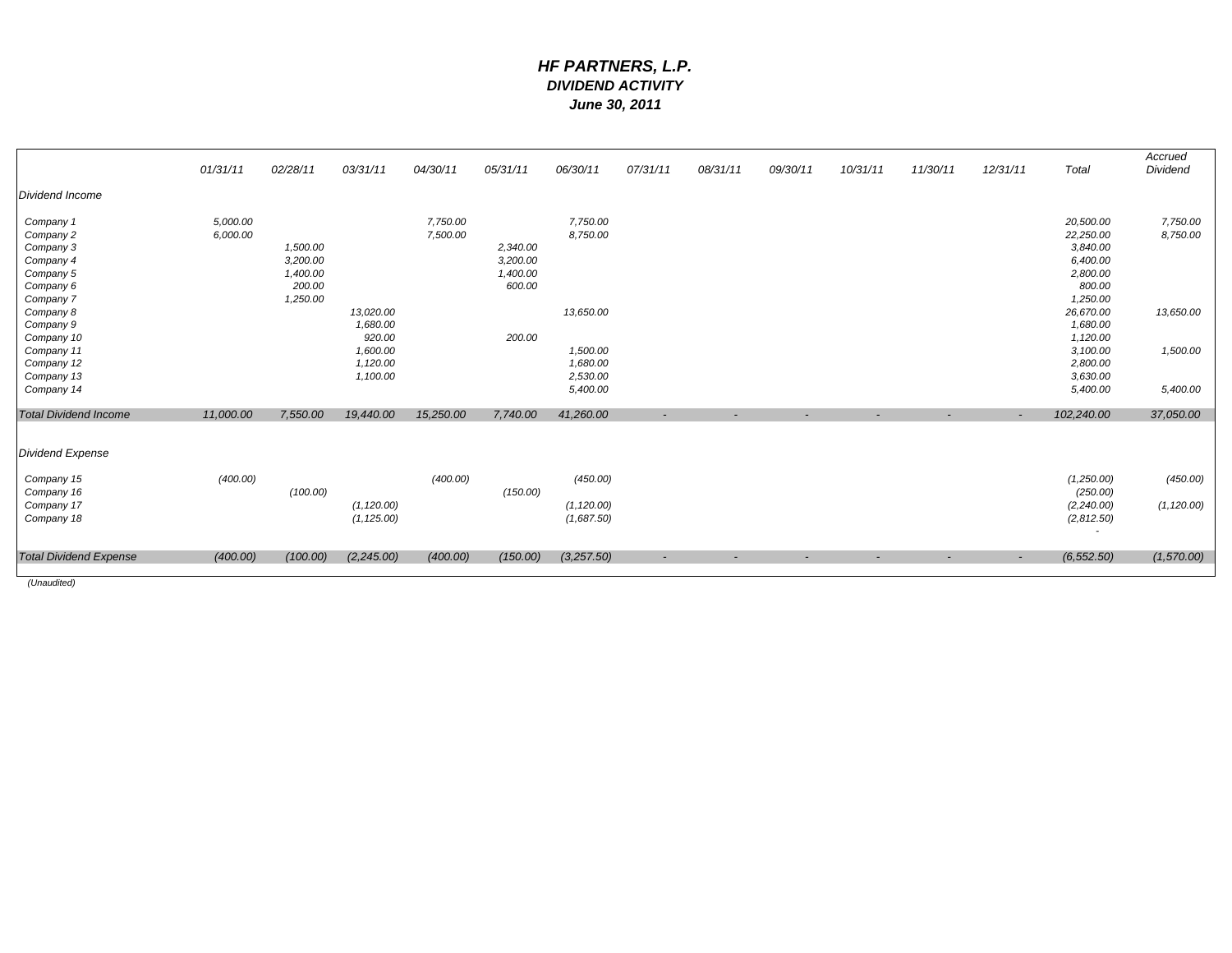# HF PARTNERS, L.P.
## DIVIDEND ACTIVITY
### June 30, 2011

| | 01/31/11 | 02/28/11 | 03/31/11 | 04/30/11 | 05/31/11 | 06/30/11 | 07/31/11 | 08/31/11 | 09/30/11 | 10/31/11 | 11/30/11 | 12/31/11 | Total | Accrued Dividend |
|---|---|---|---|---|---|---|---|---|---|---|---|---|---|---|
| *Dividend Income* | | | | | | | | | | | | | | |
| Company 1 | 5,000.00 | | | 7,750.00 | | 7,750.00 | | | | | | | 20,500.00 | 7,750.00 |
| Company 2 | 6,000.00 | | | 7,500.00 | | 8,750.00 | | | | | | | 22,250.00 | 8,750.00 |
| Company 3 | | 1,500.00 | | | 2,340.00 | | | | | | | | 3,840.00 | |
| Company 4 | | 3,200.00 | | | 3,200.00 | | | | | | | | 6,400.00 | |
| Company 5 | | 1,400.00 | | | 1,400.00 | | | | | | | | 2,800.00 | |
| Company 6 | | 200.00 | | | 600.00 | | | | | | | | 800.00 | |
| Company 7 | | 1,250.00 | | | | | | | | | | | 1,250.00 | |
| Company 8 | | | 13,020.00 | | | 13,650.00 | | | | | | | 26,670.00 | 13,650.00 |
| Company 9 | | | 1,680.00 | | | | | | | | | | 1,680.00 | |
| Company 10 | | | 920.00 | | 200.00 | | | | | | | | 1,120.00 | |
| Company 11 | | | 1,600.00 | | | 1,500.00 | | | | | | | 3,100.00 | 1,500.00 |
| Company 12 | | | 1,120.00 | | | 1,680.00 | | | | | | | 2,800.00 | |
| Company 13 | | | 1,100.00 | | | 2,530.00 | | | | | | | 3,630.00 | |
| Company 14 | | | | | | 5,400.00 | | | | | | | 5,400.00 | 5,400.00 |
| **Total Dividend Income** | 11,000.00 | 7,550.00 | 19,440.00 | 15,250.00 | 7,740.00 | 41,260.00 | - | - | - | - | - | - | 102,240.00 | 37,050.00 |
| *Dividend Expense* | | | | | | | | | | | | | | |
| Company 15 | (400.00) | | | (400.00) | | (450.00) | | | | | | | (1,250.00) | (450.00) |
| Company 16 | | (100.00) | | | (150.00) | | | | | | | | (250.00) | |
| Company 17 | | | (1,120.00) | | | (1,120.00) | | | | | | | (2,240.00) | (1,120.00) |
| Company 18 | | | (1,125.00) | | | (1,687.50) | | | | | | | (2,812.50) | |
| | | | | | | | | | | | | | - | |
| **Total Dividend Expense** | (400.00) | (100.00) | (2,245.00) | (400.00) | (150.00) | (3,257.50) | - | - | - | - | - | - | (6,552.50) | (1,570.00) |

(Unaudited)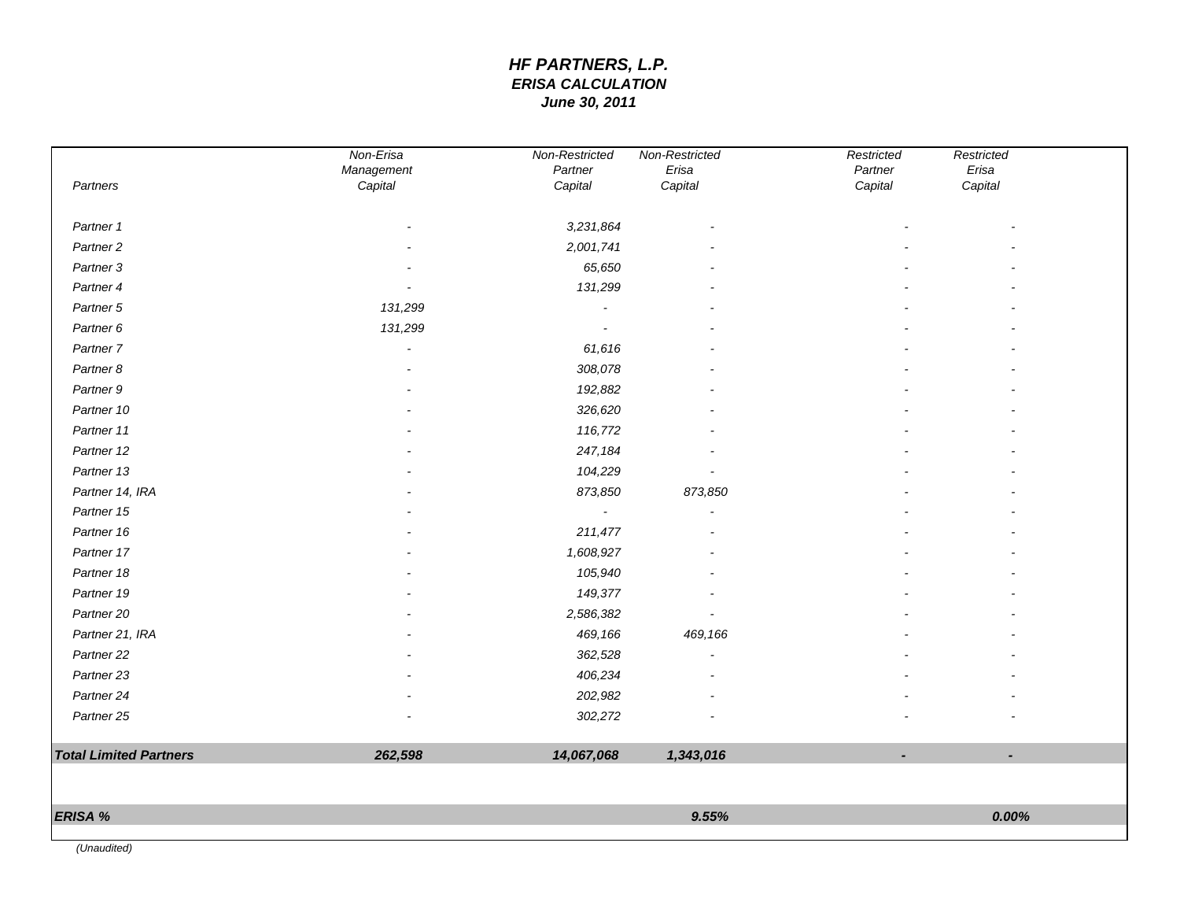# HF PARTNERS, L.P.
## ERISA CALCULATION
### June 30, 2011

| Partners | Non-Erisa Management Capital | Non-Restricted Partner Capital | Non-Restricted Erisa Capital | Restricted Partner Capital | Restricted Erisa Capital |
|---|---|---|---|---|---|
| Partner 1 | - | 3,231,864 | - | - | - |
| Partner 2 | - | 2,001,741 | - | - | - |
| Partner 3 | - | 65,650 | - | - | - |
| Partner 4 | - | 131,299 | - | - | - |
| Partner 5 | 131,299 | - | - | - | - |
| Partner 6 | 131,299 | - | - | - | - |
| Partner 7 | - | 61,616 | - | - | - |
| Partner 8 | - | 308,078 | - | - | - |
| Partner 9 | - | 192,882 | - | - | - |
| Partner 10 | - | 326,620 | - | - | - |
| Partner 11 | - | 116,772 | - | - | - |
| Partner 12 | - | 247,184 | - | - | - |
| Partner 13 | - | 104,229 | - | - | - |
| Partner 14, IRA | - | 873,850 | 873,850 | - | - |
| Partner 15 | - | - | - | - | - |
| Partner 16 | - | 211,477 | - | - | - |
| Partner 17 | - | 1,608,927 | - | - | - |
| Partner 18 | - | 105,940 | - | - | - |
| Partner 19 | - | 149,377 | - | - | - |
| Partner 20 | - | 2,586,382 | - | - | - |
| Partner 21, IRA | - | 469,166 | 469,166 | - | - |
| Partner 22 | - | 362,528 | - | - | - |
| Partner 23 | - | 406,234 | - | - | - |
| Partner 24 | - | 202,982 | - | - | - |
| Partner 25 | - | 302,272 | - | - | - |
| **Total Limited Partners** | **262,598** | **14,067,068** | **1,343,016** | **-** | **-** |
| **ERISA %** | | | **9.55%** | | **0.00%** |

*(Unaudited)*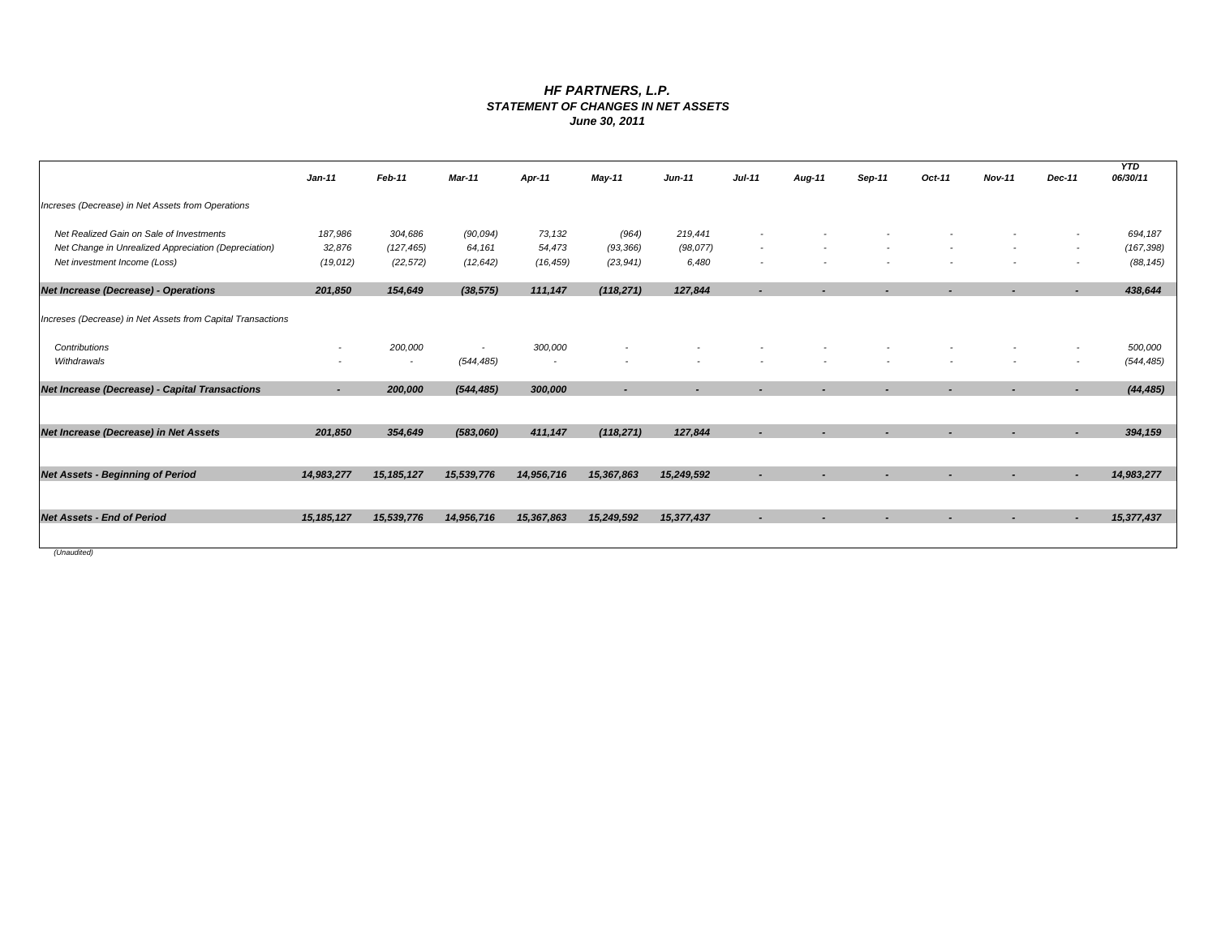# *HF PARTNERS, L.P.*
## *STATEMENT OF CHANGES IN NET ASSETS*
### *June 30, 2011*

| | Jan-11 | Feb-11 | Mar-11 | Apr-11 | May-11 | Jun-11 | Jul-11 | Aug-11 | Sep-11 | Oct-11 | Nov-11 | Dec-11 | YTD 06/30/11 |
|---|---|---|---|---|---|---|---|---|---|---|---|---|---|
| *Increses (Decrease) in Net Assets from Operations* | | | | | | | | | | | | | |
| *Net Realized Gain on Sale of Investments* | 187,986 | 304,686 | (90,094) | 73,132 | (964) | 219,441 | - | - | - | - | - | - | 694,187 |
| *Net Change in Unrealized Appreciation (Depreciation)* | 32,876 | (127,465) | 64,161 | 54,473 | (93,366) | (98,077) | - | - | - | - | - | - | (167,398) |
| *Net investment Income (Loss)* | (19,012) | (22,572) | (12,642) | (16,459) | (23,941) | 6,480 | - | - | - | - | - | - | (88,145) |
| ***Net Increase (Decrease) - Operations*** | **201,850** | **154,649** | **(38,575)** | **111,147** | **(118,271)** | **127,844** | **-** | **-** | **-** | **-** | **-** | **-** | **438,644** |
| *Increses (Decrease) in Net Assets from Capital Transactions* | | | | | | | | | | | | | |
| *Contributions* | - | 200,000 | - | 300,000 | - | - | - | - | - | - | - | - | 500,000 |
| *Withdrawals* | - | - | (544,485) | - | - | - | - | - | - | - | - | - | (544,485) |
| ***Net Increase (Decrease) - Capital Transactions*** | **-** | **200,000** | **(544,485)** | **300,000** | **-** | **-** | **-** | **-** | **-** | **-** | **-** | **-** | **(44,485)** |
| ***Net Increase (Decrease) in Net Assets*** | **201,850** | **354,649** | **(583,060)** | **411,147** | **(118,271)** | **127,844** | **-** | **-** | **-** | **-** | **-** | **-** | **394,159** |
| ***Net Assets - Beginning of Period*** | **14,983,277** | **15,185,127** | **15,539,776** | **14,956,716** | **15,367,863** | **15,249,592** | **-** | **-** | **-** | **-** | **-** | **-** | **14,983,277** |
| ***Net Assets - End of Period*** | **15,185,127** | **15,539,776** | **14,956,716** | **15,367,863** | **15,249,592** | **15,377,437** | **-** | **-** | **-** | **-** | **-** | **-** | **15,377,437** |

*(Unaudited)*